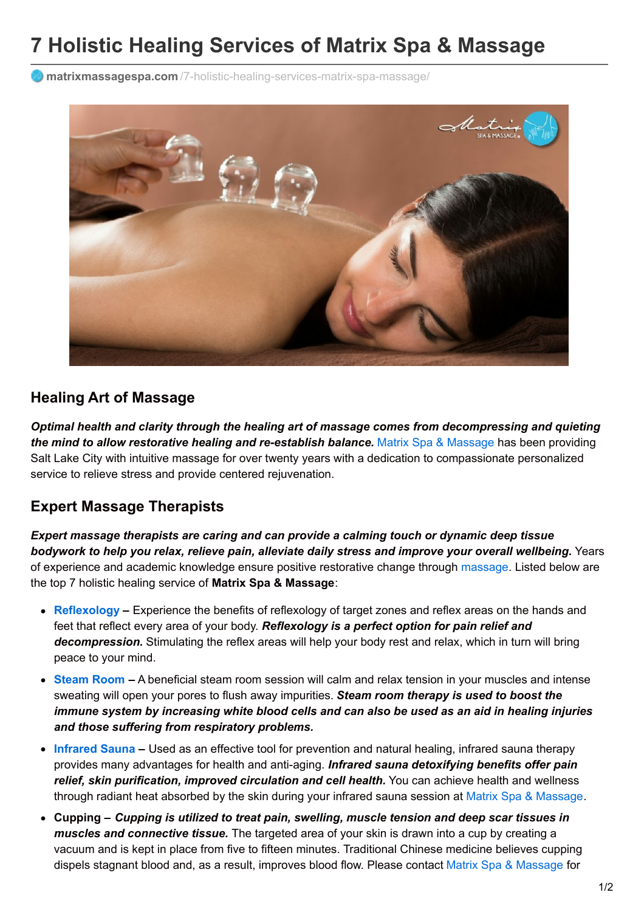# 7 Holistic Healing Services of Matrix Spa & Massage

**matrixmassagespa.com**/7-holistic-healing-services-matrix-spa-massage/

## Healing Art of Massage

***Optimal health and clarity through the healing art of massage comes from decompressing and quieting the mind to allow restorative healing and re-establish balance.*** Matrix Spa & Massage has been providing Salt Lake City with intuitive massage for over twenty years with a dedication to compassionate personalized service to relieve stress and provide centered rejuvenation.

## Expert Massage Therapists

***Expert massage therapists are caring and can provide a calming touch or dynamic deep tissue bodywork to help you relax, relieve pain, alleviate daily stress and improve your overall wellbeing.*** Years of experience and academic knowledge ensure positive restorative change through massage. Listed below are the top 7 holistic healing service of **Matrix Spa & Massage**:

- **Reflexology** – Experience the benefits of reflexology of target zones and reflex areas on the hands and feet that reflect every area of your body. ***Reflexology is a perfect option for pain relief and decompression.*** Stimulating the reflex areas will help your body rest and relax, which in turn will bring peace to your mind.
- **Steam Room** – A beneficial steam room session will calm and relax tension in your muscles and intense sweating will open your pores to flush away impurities. ***Steam room therapy is used to boost the immune system by increasing white blood cells and can also be used as an aid in healing injuries and those suffering from respiratory problems.***
- **Infrared Sauna** – Used as an effective tool for prevention and natural healing, infrared sauna therapy provides many advantages for health and anti-aging. ***Infrared sauna detoxifying benefits offer pain relief, skin purification, improved circulation and cell health.*** You can achieve health and wellness through radiant heat absorbed by the skin during your infrared sauna session at Matrix Spa & Massage.
- **Cupping** – ***Cupping is utilized to treat pain, swelling, muscle tension and deep scar tissues in muscles and connective tissue.*** The targeted area of your skin is drawn into a cup by creating a vacuum and is kept in place from five to fifteen minutes. Traditional Chinese medicine believes cupping dispels stagnant blood and, as a result, improves blood flow. Please contact Matrix Spa & Massage for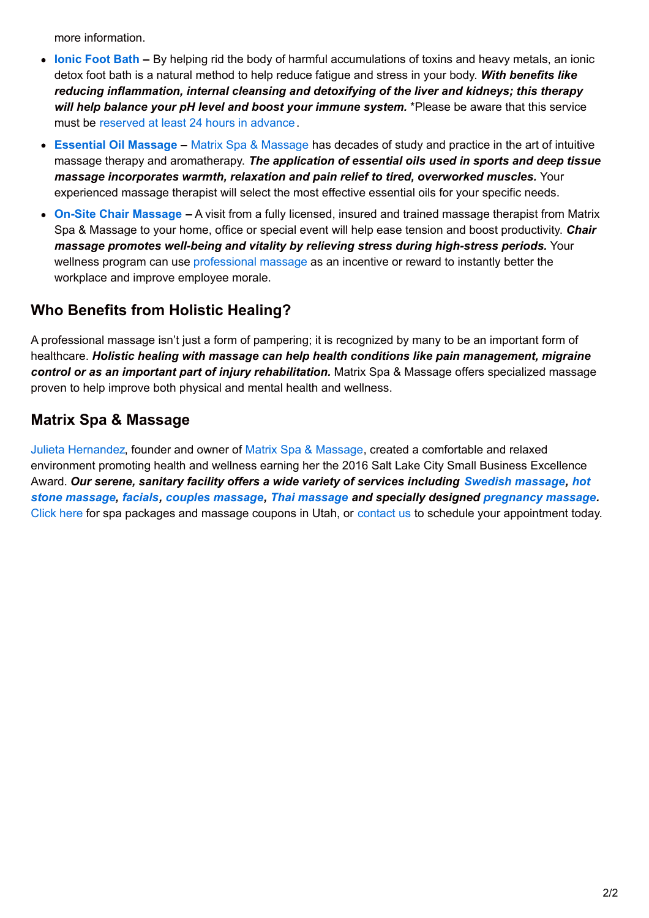more information.

- **Ionic Foot Bath –** By helping rid the body of harmful accumulations of toxins and heavy metals, an ionic detox foot bath is a natural method to help reduce fatigue and stress in your body. ***With benefits like reducing inflammation, internal cleansing and detoxifying of the liver and kidneys; this therapy will help balance your pH level and boost your immune system.*** *Please be aware that this service must be reserved at least 24 hours in advance.
- **Essential Oil Massage –** Matrix Spa & Massage has decades of study and practice in the art of intuitive massage therapy and aromatherapy. ***The application of essential oils used in sports and deep tissue massage incorporates warmth, relaxation and pain relief to tired, overworked muscles.*** Your experienced massage therapist will select the most effective essential oils for your specific needs.
- **On-Site Chair Massage –** A visit from a fully licensed, insured and trained massage therapist from Matrix Spa & Massage to your home, office or special event will help ease tension and boost productivity. ***Chair massage promotes well-being and vitality by relieving stress during high-stress periods.*** Your wellness program can use professional massage as an incentive or reward to instantly better the workplace and improve employee morale.

## Who Benefits from Holistic Healing?

A professional massage isn't just a form of pampering; it is recognized by many to be an important form of healthcare. ***Holistic healing with massage can help health conditions like pain management, migraine control or as an important part of injury rehabilitation.*** Matrix Spa & Massage offers specialized massage proven to help improve both physical and mental health and wellness.

## Matrix Spa & Massage

Julieta Hernandez, founder and owner of Matrix Spa & Massage, created a comfortable and relaxed environment promoting health and wellness earning her the 2016 Salt Lake City Small Business Excellence Award. ***Our serene, sanitary facility offers a wide variety of services including Swedish massage, hot stone massage, facials, couples massage, Thai massage and specially designed pregnancy massage.*** Click here for spa packages and massage coupons in Utah, or contact us to schedule your appointment today.